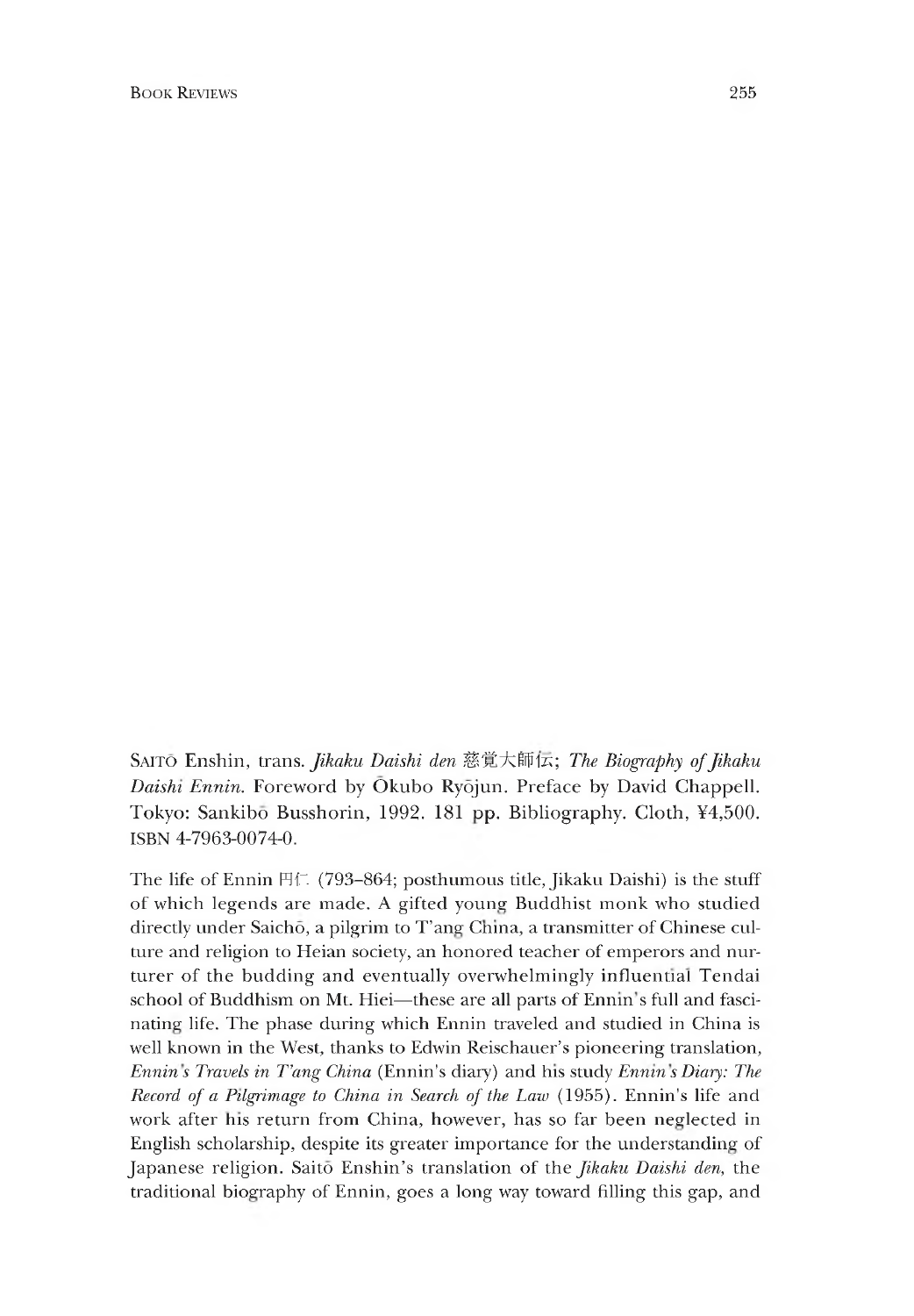SAITŌ Enshin, trans. *Jikaku Daishi den* 慈覚大師伝; *The Biography of Jikaku Daishi Ennin.* Foreword by Ōkubo Ryōjun. Preface by David Chappell. Tokyo: Sankibō Busshorin, 1992. 181 pp. Bibliography. Cloth, ¥4,500. ISBN 4-7963-0074-0.

The life of Ennin 円仁 (793–864; posthumous title, Jikaku Daishi) is the stuff of which legends are made. A gifted young Buddhist monk who studied directly under Saichō, a pilgrim to T'ang China, a transmitter of Chinese culture and religion to Heian society, an honored teacher of emperors and nurturer of the budding and eventually overwhelmingly influential Tendai school of Buddhism on Mt. Hiei—these are all parts of Ennin's full and fascinating life. The phase during which Ennin traveled and studied in China is well known in the West, thanks to Edwin Reischauer's pioneering translation, *Ennin's Travels in T'ang China* (Ennin's diary) and his study *Ennin's Diary: The Record of a Pilgrimage to China in Search of the Law* (1955). Ennin's life and work after his return from China, however, has so far been neglected in English scholarship, despite its greater importance for the understanding of Japanese religion. Saitō Enshin's translation of the *Jikaku Daishi den*, the traditional biography of Ennin, goes a long way toward filling this gap, and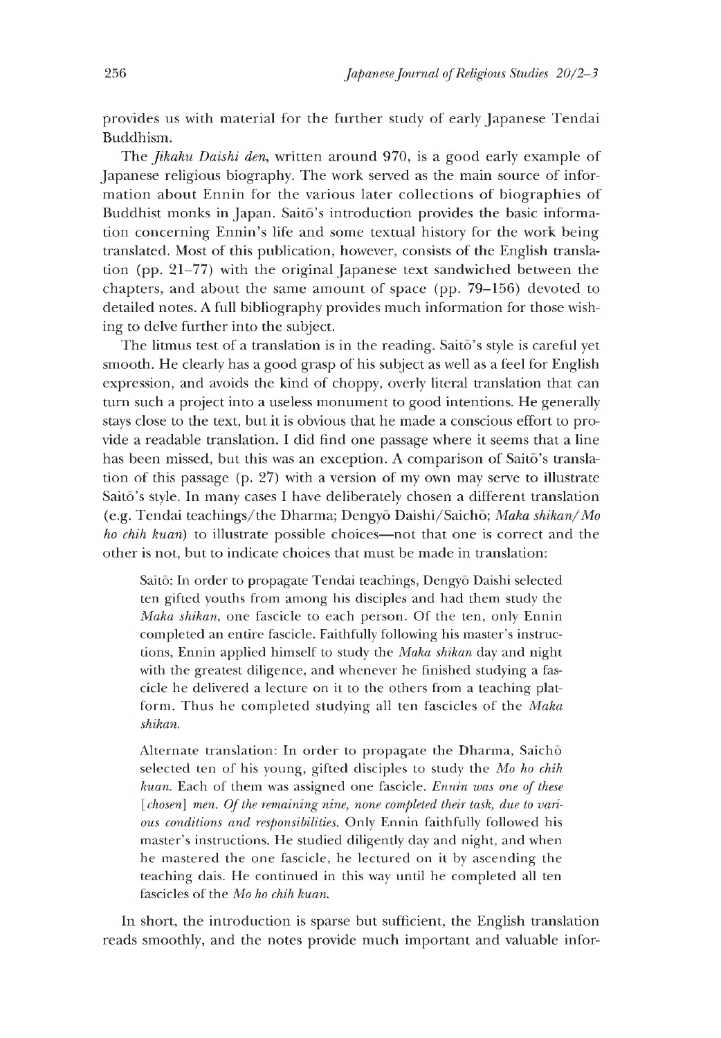provides us with material for the further study of early Japanese Tendai Buddhism.

The *Jikaku Daishi den*, written around 970, is a good early example of Japanese religious biography. The work served as the main source of information about Ennin for the various later collections of biographies of Buddhist monks in Japan. Saitō's introduction provides the basic information concerning Ennin's life and some textual history for the work being translated. Most of this publication, however, consists of the English translation (pp. 21–77) with the original Japanese text sandwiched between the chapters, and about the same amount of space (pp. 79–156) devoted to detailed notes. A full bibliography provides much information for those wishing to delve further into the subject.

The litmus test of a translation is in the reading. Saitō's style is careful yet smooth. He clearly has a good grasp of his subject as well as a feel for English expression, and avoids the kind of choppy, overly literal translation that can turn such a project into a useless monument to good intentions. He generally stays close to the text, but it is obvious that he made a conscious effort to provide a readable translation. I did find one passage where it seems that a line has been missed, but this was an exception. A comparison of Saitō's translation of this passage (p. 27) with a version of my own may serve to illustrate Saitō's style. In many cases I have deliberately chosen a different translation (e.g. Tendai teachings/the Dharma; Dengyō Daishi/Saichō; *Maka shikan/Mo ho chih kuan*) to illustrate possible choices—not that one is correct and the other is not, but to indicate choices that must be made in translation:

> Saitō: In order to propagate Tendai teachings, Dengyō Daishi selected ten gifted youths from among his disciples and had them study the *Maka shikan*, one fascicle to each person. Of the ten, only Ennin completed an entire fascicle. Faithfully following his master's instructions, Ennin applied himself to study the *Maka shikan* day and night with the greatest diligence, and whenever he finished studying a fascicle he delivered a lecture on it to the others from a teaching platform. Thus he completed studying all ten fascicles of the *Maka shikan*.

> Alternate translation: In order to propagate the Dharma, Saichō selected ten of his young, gifted disciples to study the *Mo ho chih kuan*. Each of them was assigned one fascicle. *Ennin was one of these [chosen] men. Of the remaining nine, none completed their task, due to various conditions and responsibilities.* Only Ennin faithfully followed his master's instructions. He studied diligently day and night, and when he mastered the one fascicle, he lectured on it by ascending the teaching dais. He continued in this way until he completed all ten fascicles of the *Mo ho chih kuan*.

In short, the introduction is sparse but sufficient, the English translation reads smoothly, and the notes provide much important and valuable infor-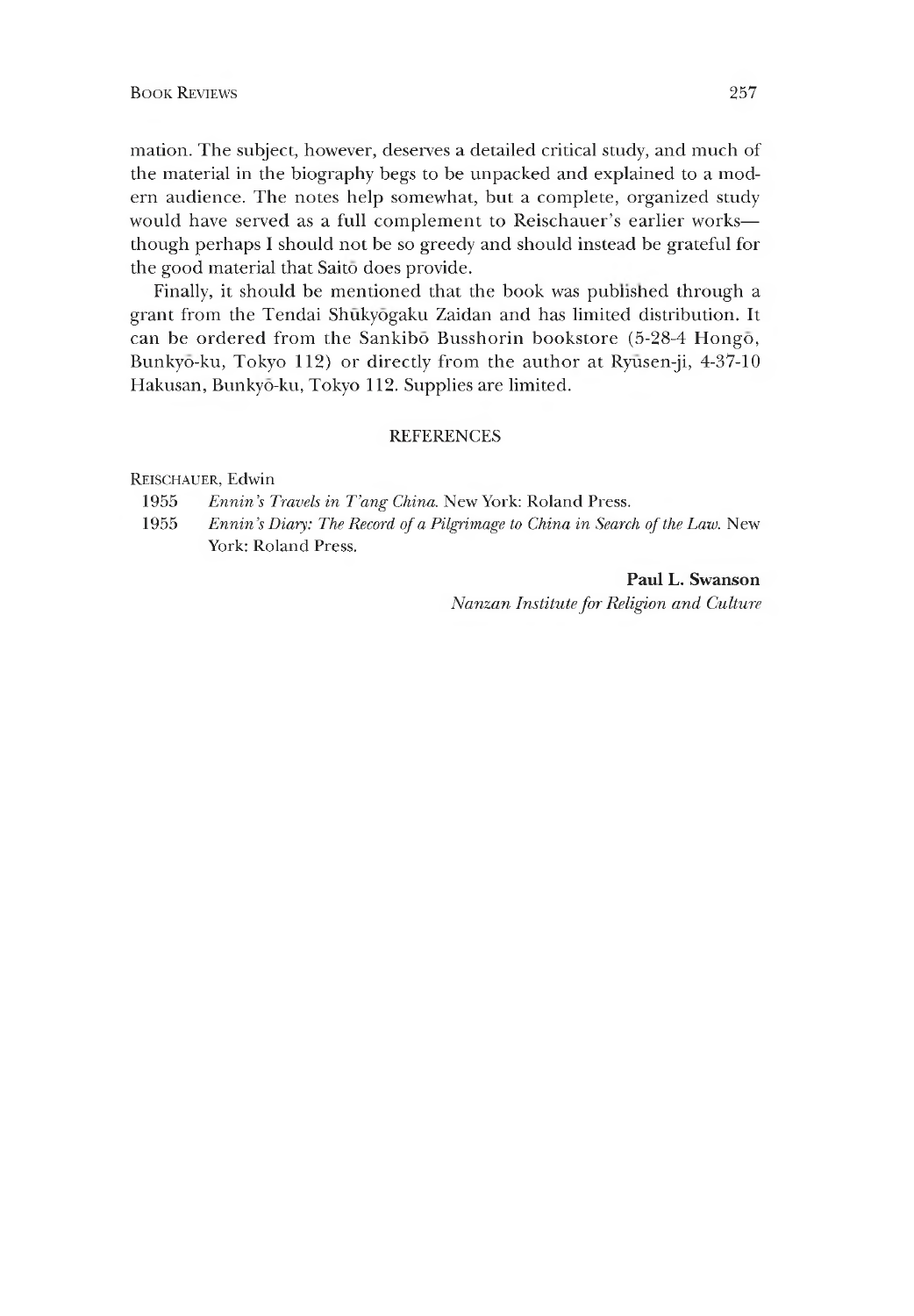mation. The subject, however, deserves a detailed critical study, and much of the material in the biography begs to be unpacked and explained to a modern audience. The notes help somewhat, but a complete, organized study would have served as a full complement to Reischauer's earlier works—though perhaps I should not be so greedy and should instead be grateful for the good material that Saitō does provide.

Finally, it should be mentioned that the book was published through a grant from the Tendai Shūkyōgaku Zaidan and has limited distribution. It can be ordered from the Sankibō Busshorin bookstore (5-28-4 Hongō, Bunkyō-ku, Tokyo 112) or directly from the author at Ryūsen-ji, 4-37-10 Hakusan, Bunkyō-ku, Tokyo 112. Supplies are limited.

## REFERENCES

Reischauer, Edwin

1955 *Ennin's Travels in T'ang China.* New York: Roland Press.

1955 *Ennin's Diary: The Record of a Pilgrimage to China in Search of the Law.* New York: Roland Press.

**Paul L. Swanson**
*Nanzan Institute for Religion and Culture*